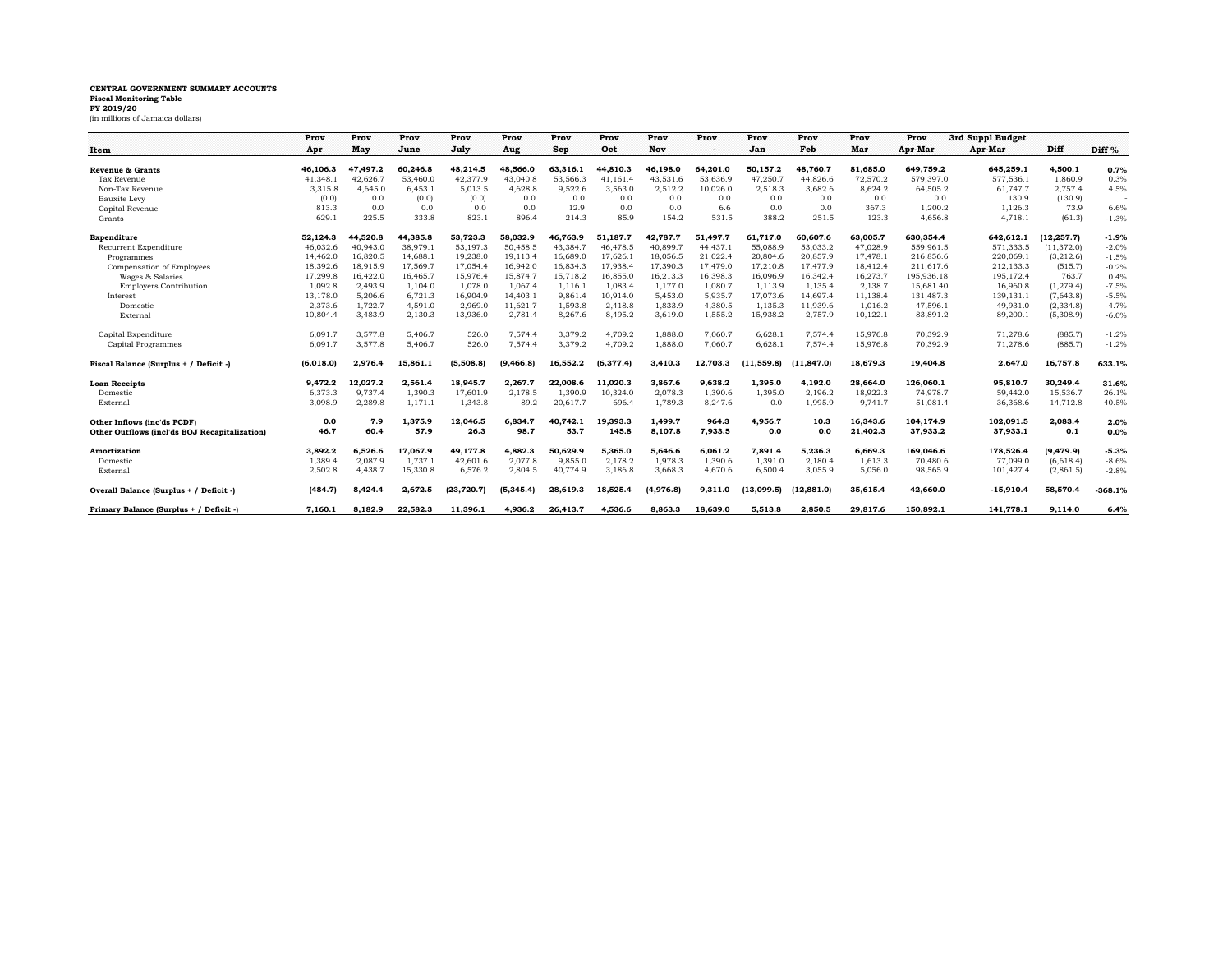**CENTRAL GOVERNMENT SUMMARY ACCOUNTS**
**Fiscal Monitoring Table**
**FY 2019/20**
(in millions of Jamaica dollars)

| Item | Prov Apr | Prov May | Prov June | Prov July | Prov Aug | Prov Sep | Prov Oct | Prov Nov | Prov - | Prov Jan | Prov Feb | Prov Mar | Prov Apr-Mar | 3rd Suppl Budget Apr-Mar | Diff | Diff % |
|---|---|---|---|---|---|---|---|---|---|---|---|---|---|---|---|---|
| **Revenue & Grants** | **46,106.3** | **47,497.2** | **60,246.8** | **48,214.5** | **48,566.0** | **63,316.1** | **44,810.3** | **46,198.0** | **64,201.0** | **50,157.2** | **48,760.7** | **81,685.0** | **649,759.2** | **645,259.1** | **4,500.1** | **0.7%** |
| Tax Revenue | 41,348.1 | 42,626.7 | 53,460.0 | 42,377.9 | 43,040.8 | 53,566.3 | 41,161.4 | 43,531.6 | 53,636.9 | 47,250.7 | 44,826.6 | 72,570.2 | 579,397.0 | 577,536.1 | 1,860.9 | 0.3% |
| Non-Tax Revenue | 3,315.8 | 4,645.0 | 6,453.1 | 5,013.5 | 4,628.8 | 9,522.6 | 3,563.0 | 2,512.2 | 10,026.0 | 2,518.3 | 3,682.6 | 8,624.2 | 64,505.2 | 61,747.7 | 2,757.4 | 4.5% |
| Bauxite Levy | (0.0) | 0.0 | (0.0) | (0.0) | 0.0 | 0.0 | 0.0 | 0.0 | 0.0 | 0.0 | 0.0 | 0.0 | 0.0 | 130.9 | (130.9) | - |
| Capital Revenue | 813.3 | 0.0 | 0.0 | 0.0 | 0.0 | 12.9 | 0.0 | 0.0 | 6.6 | 0.0 | 0.0 | 367.3 | 1,200.2 | 1,126.3 | 73.9 | 6.6% |
| Grants | 629.1 | 225.5 | 333.8 | 823.1 | 896.4 | 214.3 | 85.9 | 154.2 | 531.5 | 388.2 | 251.5 | 123.3 | 4,656.8 | 4,718.1 | (61.3) | -1.3% |
| **Expenditure** | **52,124.3** | **44,520.8** | **44,385.8** | **53,723.3** | **58,032.9** | **46,763.9** | **51,187.7** | **42,787.7** | **51,497.7** | **61,717.0** | **60,607.6** | **63,005.7** | **630,354.4** | **642,612.1** | **(12,257.7)** | **-1.9%** |
| Recurrent Expenditure | 46,032.6 | 40,943.0 | 38,979.1 | 53,197.3 | 50,458.5 | 43,384.7 | 46,478.5 | 40,899.7 | 44,437.1 | 55,088.9 | 53,033.2 | 47,028.9 | 559,961.5 | 571,333.5 | (11,372.0) | -2.0% |
| Programmes | 14,462.0 | 16,820.5 | 14,688.1 | 19,238.0 | 19,113.4 | 16,689.0 | 17,626.1 | 18,056.5 | 21,022.4 | 20,804.6 | 20,857.9 | 17,478.1 | 216,856.6 | 220,069.1 | (3,212.6) | -1.5% |
| Compensation of Employees | 18,392.6 | 18,915.9 | 17,569.7 | 17,054.4 | 16,942.0 | 16,834.3 | 17,938.4 | 17,390.3 | 17,479.0 | 17,210.8 | 17,477.9 | 18,412.4 | 211,617.6 | 212,133.3 | (515.7) | -0.2% |
| Wages & Salaries | 17,299.8 | 16,422.0 | 16,465.7 | 15,976.4 | 15,874.7 | 15,718.2 | 16,855.0 | 16,213.3 | 16,398.3 | 16,096.9 | 16,342.4 | 16,273.7 | 195,936.18 | 195,172.4 | 763.7 | 0.4% |
| Employers Contribution | 1,092.8 | 2,493.9 | 1,104.0 | 1,078.0 | 1,067.4 | 1,116.1 | 1,083.4 | 1,177.0 | 1,080.7 | 1,113.9 | 1,135.4 | 2,138.7 | 15,681.40 | 16,960.8 | (1,279.4) | -7.5% |
| Interest | 13,178.0 | 5,206.6 | 6,721.3 | 16,904.9 | 14,403.1 | 9,861.4 | 10,914.0 | 5,453.0 | 5,935.7 | 17,073.6 | 14,697.4 | 11,138.4 | 131,487.3 | 139,131.1 | (7,643.8) | -5.5% |
| Domestic | 2,373.6 | 1,722.7 | 4,591.0 | 2,969.0 | 11,621.7 | 1,593.8 | 2,418.8 | 1,833.9 | 4,380.5 | 1,135.3 | 11,939.6 | 1,016.2 | 47,596.1 | 49,931.0 | (2,334.8) | -4.7% |
| External | 10,804.4 | 3,483.9 | 2,130.3 | 13,936.0 | 2,781.4 | 8,267.6 | 8,495.2 | 3,619.0 | 1,555.2 | 15,938.2 | 2,757.9 | 10,122.1 | 83,891.2 | 89,200.1 | (5,308.9) | -6.0% |
| Capital Expenditure | 6,091.7 | 3,577.8 | 5,406.7 | 526.0 | 7,574.4 | 3,379.2 | 4,709.2 | 1,888.0 | 7,060.7 | 6,628.1 | 7,574.4 | 15,976.8 | 70,392.9 | 71,278.6 | (885.7) | -1.2% |
| Capital Programmes | 6,091.7 | 3,577.8 | 5,406.7 | 526.0 | 7,574.4 | 3,379.2 | 4,709.2 | 1,888.0 | 7,060.7 | 6,628.1 | 7,574.4 | 15,976.8 | 70,392.9 | 71,278.6 | (885.7) | -1.2% |
| **Fiscal Balance (Surplus + / Deficit -)** | **(6,018.0)** | **2,976.4** | **15,861.1** | **(5,508.8)** | **(9,466.8)** | **16,552.2** | **(6,377.4)** | **3,410.3** | **12,703.3** | **(11,559.8)** | **(11,847.0)** | **18,679.3** | **19,404.8** | **2,647.0** | **16,757.8** | **633.1%** |
| **Loan Receipts** | **9,472.2** | **12,027.2** | **2,561.4** | **18,945.7** | **2,267.7** | **22,008.6** | **11,020.3** | **3,867.6** | **9,638.2** | **1,395.0** | **4,192.0** | **28,664.0** | **126,060.1** | **95,810.7** | **30,249.4** | **31.6%** |
| Domestic | 6,373.3 | 9,737.4 | 1,390.3 | 17,601.9 | 2,178.5 | 1,390.9 | 10,324.0 | 2,078.3 | 1,390.6 | 1,395.0 | 2,196.2 | 18,922.3 | 74,978.7 | 59,442.0 | 15,536.7 | 26.1% |
| External | 3,098.9 | 2,289.8 | 1,171.1 | 1,343.8 | 89.2 | 20,617.7 | 696.4 | 1,789.3 | 8,247.6 | 0.0 | 1,995.9 | 9,741.7 | 51,081.4 | 36,368.6 | 14,712.8 | 40.5% |
| **Other Inflows (inc'ds PCDF)** | **0.0** | **7.9** | **1,375.9** | **12,046.5** | **6,834.7** | **40,742.1** | **19,393.3** | **1,499.7** | **964.3** | **4,956.7** | **10.3** | **16,343.6** | **104,174.9** | **102,091.5** | **2,083.4** | **2.0%** |
| **Other Outflows (incl'ds BOJ Recapitalization)** | **46.7** | **60.4** | **57.9** | **26.3** | **98.7** | **53.7** | **145.8** | **8,107.8** | **7,933.5** | **0.0** | **0.0** | **21,402.3** | **37,933.2** | **37,933.1** | **0.1** | **0.0%** |
| **Amortization** | **3,892.2** | **6,526.6** | **17,067.9** | **49,177.8** | **4,882.3** | **50,629.9** | **5,365.0** | **5,646.6** | **6,061.2** | **7,891.4** | **5,236.3** | **6,669.3** | **169,046.6** | **178,526.4** | **(9,479.9)** | **-5.3%** |
| Domestic | 1,389.4 | 2,087.9 | 1,737.1 | 42,601.6 | 2,077.8 | 9,855.0 | 2,178.2 | 1,978.3 | 1,390.6 | 1,391.0 | 2,180.4 | 1,613.3 | 70,480.6 | 77,099.0 | (6,618.4) | -8.6% |
| External | 2,502.8 | 4,438.7 | 15,330.8 | 6,576.2 | 2,804.5 | 40,774.9 | 3,186.8 | 3,668.3 | 4,670.6 | 6,500.4 | 3,055.9 | 5,056.0 | 98,565.9 | 101,427.4 | (2,861.5) | -2.8% |
| **Overall Balance (Surplus + / Deficit -)** | **(484.7)** | **8,424.4** | **2,672.5** | **(23,720.7)** | **(5,345.4)** | **28,619.3** | **18,525.4** | **(4,976.8)** | **9,311.0** | **(13,099.5)** | **(12,881.0)** | **35,615.4** | **42,660.0** | **-15,910.4** | **58,570.4** | **-368.1%** |
| **Primary Balance (Surplus + / Deficit -)** | **7,160.1** | **8,182.9** | **22,582.3** | **11,396.1** | **4,936.2** | **26,413.7** | **4,536.6** | **8,863.3** | **18,639.0** | **5,513.8** | **2,850.5** | **29,817.6** | **150,892.1** | **141,778.1** | **9,114.0** | **6.4%** |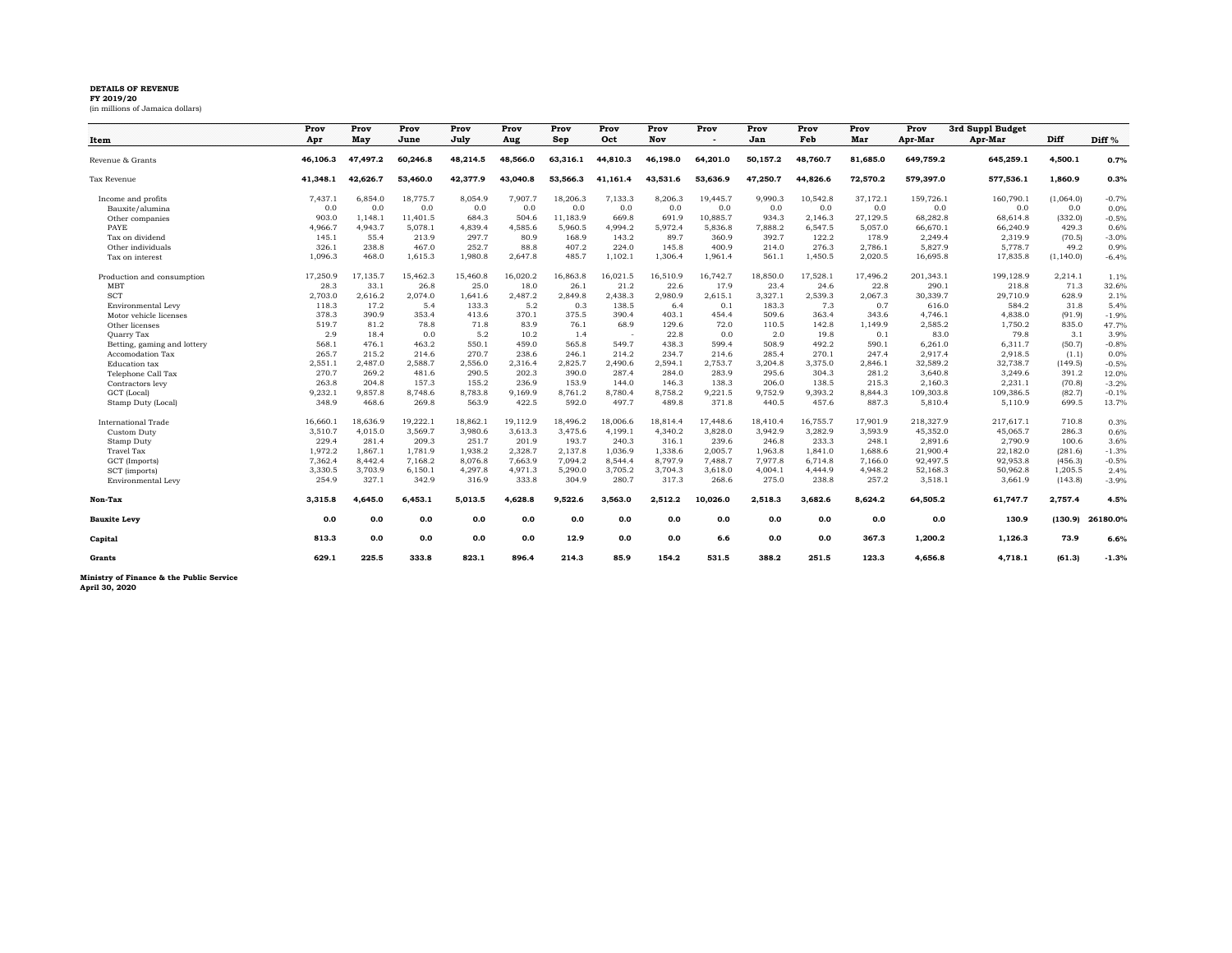**DETAILS OF REVENUE**
**FY 2019/20**
(in millions of Jamaica dollars)

| Item | Prov Apr | Prov May | Prov June | Prov July | Prov Aug | Prov Sep | Prov Oct | Prov Nov | Prov - | Prov Jan | Prov Feb | Prov Mar | Prov Apr-Mar | 3rd Suppl Budget Apr-Mar | Diff | Diff % |
|---|---|---|---|---|---|---|---|---|---|---|---|---|---|---|---|---|
| Revenue & Grants | **46,106.3** | **47,497.2** | **60,246.8** | **48,214.5** | **48,566.0** | **63,316.1** | **44,810.3** | **46,198.0** | **64,201.0** | **50,157.2** | **48,760.7** | **81,685.0** | **649,759.2** | **645,259.1** | **4,500.1** | **0.7%** |
| Tax Revenue | **41,348.1** | **42,626.7** | **53,460.0** | **42,377.9** | **43,040.8** | **53,566.3** | **41,161.4** | **43,531.6** | **53,636.9** | **47,250.7** | **44,826.6** | **72,570.2** | **579,397.0** | **577,536.1** | **1,860.9** | **0.3%** |
| Income and profits | 7,437.1 | 6,854.0 | 18,775.7 | 8,054.9 | 7,907.7 | 18,206.3 | 7,133.3 | 8,206.3 | 19,445.7 | 9,990.3 | 10,542.8 | 37,172.1 | 159,726.1 | 160,790.1 | (1,064.0) | -0.7% |
| Bauxite/alumina | 0.0 | 0.0 | 0.0 | 0.0 | 0.0 | 0.0 | 0.0 | 0.0 | 0.0 | 0.0 | 0.0 | 0.0 | 0.0 | 0.0 | 0.0 | 0.0% |
| Other companies | 903.0 | 1,148.1 | 11,401.5 | 684.3 | 504.6 | 11,183.9 | 669.8 | 691.9 | 10,885.7 | 934.3 | 2,146.3 | 27,129.5 | 68,282.8 | 68,614.8 | (332.0) | -0.5% |
| PAYE | 4,966.7 | 4,943.7 | 5,078.1 | 4,839.4 | 4,585.6 | 5,960.5 | 4,994.2 | 5,972.4 | 5,836.8 | 7,888.2 | 6,547.5 | 5,057.0 | 66,670.1 | 66,240.9 | 429.3 | 0.6% |
| Tax on dividend | 145.1 | 55.4 | 213.9 | 297.7 | 80.9 | 168.9 | 143.2 | 89.7 | 360.9 | 392.7 | 122.2 | 178.9 | 2,249.4 | 2,319.9 | (70.5) | -3.0% |
| Other individuals | 326.1 | 238.8 | 467.0 | 252.7 | 88.8 | 407.2 | 224.0 | 145.8 | 400.9 | 214.0 | 276.3 | 2,786.1 | 5,827.9 | 5,778.7 | 49.2 | 0.9% |
| Tax on interest | 1,096.3 | 468.0 | 1,615.3 | 1,980.8 | 2,647.8 | 485.7 | 1,102.1 | 1,306.4 | 1,961.4 | 561.1 | 1,450.5 | 2,020.5 | 16,695.8 | 17,835.8 | (1,140.0) | -6.4% |
| Production and consumption | 17,250.9 | 17,135.7 | 15,462.3 | 15,460.8 | 16,020.2 | 16,863.8 | 16,021.5 | 16,510.9 | 16,742.7 | 18,850.0 | 17,528.1 | 17,496.2 | 201,343.1 | 199,128.9 | 2,214.1 | 1.1% |
| MBT | 28.3 | 33.1 | 26.8 | 25.0 | 18.0 | 26.1 | 21.2 | 22.6 | 17.9 | 23.4 | 24.6 | 22.8 | 290.1 | 218.8 | 71.3 | 32.6% |
| SCT | 2,703.0 | 2,616.2 | 2,074.0 | 1,641.6 | 2,487.2 | 2,849.8 | 2,438.3 | 2,980.9 | 2,615.1 | 3,327.1 | 2,539.3 | 2,067.3 | 30,339.7 | 29,710.9 | 628.9 | 2.1% |
| Environmental Levy | 118.3 | 17.2 | 5.4 | 133.3 | 5.2 | 0.3 | 138.5 | 6.4 | 0.1 | 183.3 | 7.3 | 0.7 | 616.0 | 584.2 | 31.8 | 5.4% |
| Motor vehicle licenses | 378.3 | 390.9 | 353.4 | 413.6 | 370.1 | 375.5 | 390.4 | 403.1 | 454.4 | 509.6 | 363.4 | 343.6 | 4,746.1 | 4,838.0 | (91.9) | -1.9% |
| Other licenses | 519.7 | 81.2 | 78.8 | 71.8 | 83.9 | 76.1 | 68.9 | 129.6 | 72.0 | 110.5 | 142.8 | 1,149.9 | 2,585.2 | 1,750.2 | 835.0 | 47.7% |
| Quarry Tax | 2.9 | 18.4 | 0.0 | 5.2 | 10.2 | 1.4 | - | 22.8 | 0.0 | 2.0 | 19.8 | 0.1 | 83.0 | 79.8 | 3.1 | 3.9% |
| Betting, gaming and lottery | 568.1 | 476.1 | 463.2 | 550.1 | 459.0 | 565.8 | 549.7 | 438.3 | 599.4 | 508.9 | 492.2 | 590.1 | 6,261.0 | 6,311.7 | (50.7) | -0.8% |
| Accomodation Tax | 265.7 | 215.2 | 214.6 | 270.7 | 238.6 | 246.1 | 214.2 | 234.7 | 214.6 | 285.4 | 270.1 | 247.4 | 2,917.4 | 2,918.5 | (1.1) | 0.0% |
| Education tax | 2,551.1 | 2,487.0 | 2,588.7 | 2,556.0 | 2,316.4 | 2,825.7 | 2,490.6 | 2,594.1 | 2,753.7 | 3,204.8 | 3,375.0 | 2,846.1 | 32,589.2 | 32,738.7 | (149.5) | -0.5% |
| Telephone Call Tax | 270.7 | 269.2 | 481.6 | 290.5 | 202.3 | 390.0 | 287.4 | 284.0 | 283.9 | 295.6 | 304.3 | 281.2 | 3,640.8 | 3,249.6 | 391.2 | 12.0% |
| Contractors levy | 263.8 | 204.8 | 157.3 | 155.2 | 236.9 | 153.9 | 144.0 | 146.3 | 138.3 | 206.0 | 138.5 | 215.3 | 2,160.3 | 2,231.1 | (70.8) | -3.2% |
| GCT (Local) | 9,232.1 | 9,857.8 | 8,748.6 | 8,783.8 | 9,169.9 | 8,761.2 | 8,780.4 | 8,758.2 | 9,221.5 | 9,752.9 | 9,393.2 | 8,844.3 | 109,303.8 | 109,386.5 | (82.7) | -0.1% |
| Stamp Duty (Local) | 348.9 | 468.6 | 269.8 | 563.9 | 422.5 | 592.0 | 497.7 | 489.8 | 371.8 | 440.5 | 457.6 | 887.3 | 5,810.4 | 5,110.9 | 699.5 | 13.7% |
| International Trade | 16,660.1 | 18,636.9 | 19,222.1 | 18,862.1 | 19,112.9 | 18,496.2 | 18,006.6 | 18,814.4 | 17,448.6 | 18,410.4 | 16,755.7 | 17,901.9 | 218,327.9 | 217,617.1 | 710.8 | 0.3% |
| Custom Duty | 3,510.7 | 4,015.0 | 3,569.7 | 3,980.6 | 3,613.3 | 3,475.6 | 4,199.1 | 4,340.2 | 3,828.0 | 3,942.9 | 3,282.9 | 3,593.9 | 45,352.0 | 45,065.7 | 286.3 | 0.6% |
| Stamp Duty | 229.4 | 281.4 | 209.3 | 251.7 | 201.9 | 193.7 | 240.3 | 316.1 | 239.6 | 246.8 | 233.3 | 248.1 | 2,891.6 | 2,790.9 | 100.6 | 3.6% |
| Travel Tax | 1,972.2 | 1,867.1 | 1,781.9 | 1,938.2 | 2,328.7 | 2,137.8 | 1,036.9 | 1,338.6 | 2,005.7 | 1,963.8 | 1,841.0 | 1,688.6 | 21,900.4 | 22,182.0 | (281.6) | -1.3% |
| GCT (Imports) | 7,362.4 | 8,442.4 | 7,168.2 | 8,076.8 | 7,663.9 | 7,094.2 | 8,544.4 | 8,797.9 | 7,488.7 | 7,977.8 | 6,714.8 | 7,166.0 | 92,497.5 | 92,953.8 | (456.3) | -0.5% |
| SCT (imports) | 3,330.5 | 3,703.9 | 6,150.1 | 4,297.8 | 4,971.3 | 5,290.0 | 3,705.2 | 3,704.3 | 3,618.0 | 4,004.1 | 4,444.9 | 4,948.2 | 52,168.3 | 50,962.8 | 1,205.5 | 2.4% |
| Environmental Levy | 254.9 | 327.1 | 342.9 | 316.9 | 333.8 | 304.9 | 280.7 | 317.3 | 268.6 | 275.0 | 238.8 | 257.2 | 3,518.1 | 3,661.9 | (143.8) | -3.9% |
| **Non-Tax** | **3,315.8** | **4,645.0** | **6,453.1** | **5,013.5** | **4,628.8** | **9,522.6** | **3,563.0** | **2,512.2** | **10,026.0** | **2,518.3** | **3,682.6** | **8,624.2** | **64,505.2** | **61,747.7** | **2,757.4** | **4.5%** |
| **Bauxite Levy** | **0.0** | **0.0** | **0.0** | **0.0** | **0.0** | **0.0** | **0.0** | **0.0** | **0.0** | **0.0** | **0.0** | **0.0** | **0.0** | **130.9** | **(130.9)** | **26180.0%** |
| **Capital** | **813.3** | **0.0** | **0.0** | **0.0** | **0.0** | **12.9** | **0.0** | **0.0** | **6.6** | **0.0** | **0.0** | **367.3** | **1,200.2** | **1,126.3** | **73.9** | **6.6%** |
| **Grants** | **629.1** | **225.5** | **333.8** | **823.1** | **896.4** | **214.3** | **85.9** | **154.2** | **531.5** | **388.2** | **251.5** | **123.3** | **4,656.8** | **4,718.1** | **(61.3)** | **-1.3%** |

**Ministry of Finance & the Public Service**
**April 30, 2020**